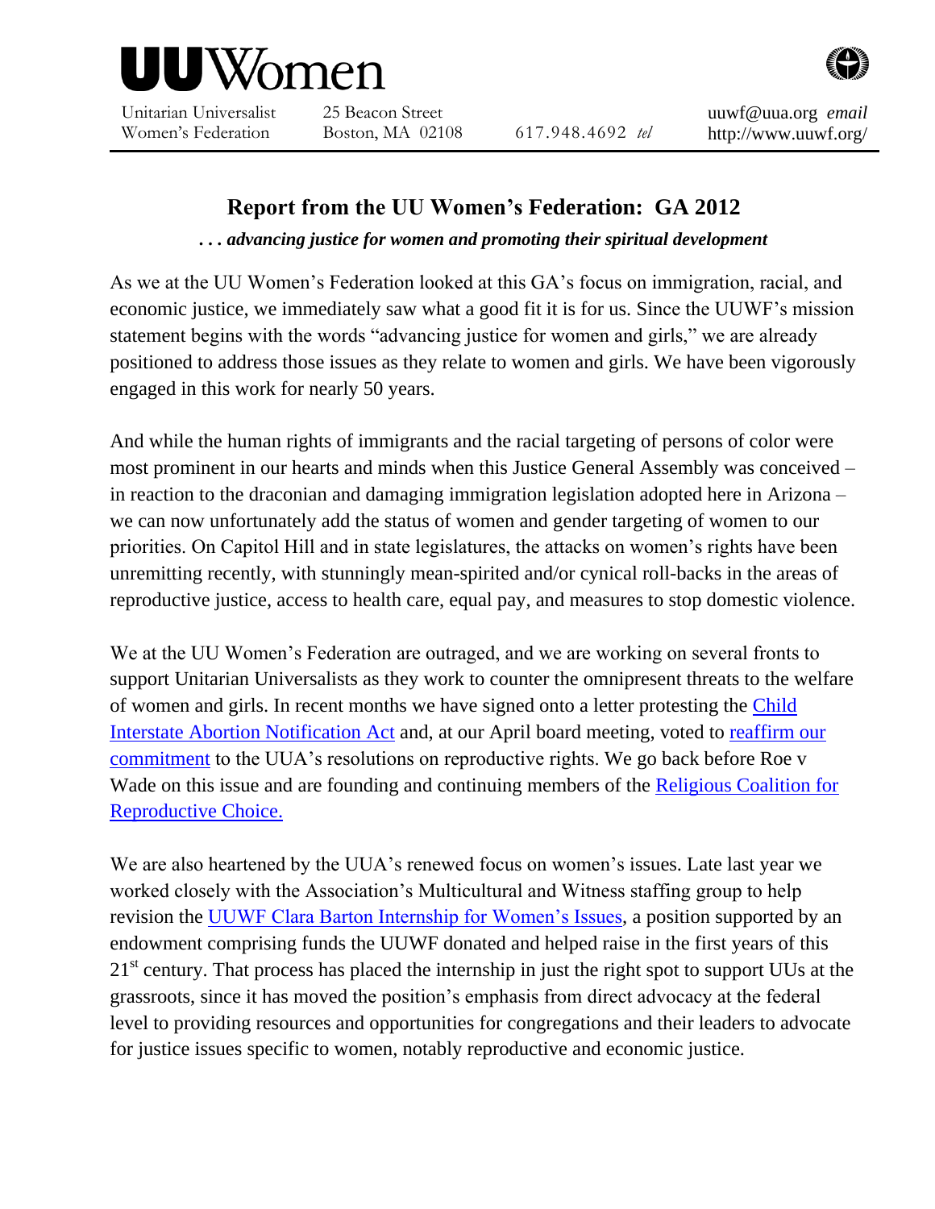# UUWomen

Unitarian Universalist Women's Federation | 25 Beacon Street Boston, MA 02108 | 617.948.4692 *tel* | uuwf@uua.org *email* http://www.uuwf.org/

## Report from the UU Women's Federation: GA 2012

***. . . advancing justice for women and promoting their spiritual development***

As we at the UU Women's Federation looked at this GA's focus on immigration, racial, and economic justice, we immediately saw what a good fit it is for us. Since the UUWF's mission statement begins with the words "advancing justice for women and girls," we are already positioned to address those issues as they relate to women and girls. We have been vigorously engaged in this work for nearly 50 years.

And while the human rights of immigrants and the racial targeting of persons of color were most prominent in our hearts and minds when this Justice General Assembly was conceived – in reaction to the draconian and damaging immigration legislation adopted here in Arizona – we can now unfortunately add the status of women and gender targeting of women to our priorities. On Capitol Hill and in state legislatures, the attacks on women's rights have been unremitting recently, with stunningly mean-spirited and/or cynical roll-backs in the areas of reproductive justice, access to health care, equal pay, and measures to stop domestic violence.

We at the UU Women's Federation are outraged, and we are working on several fronts to support Unitarian Universalists as they work to counter the omnipresent threats to the welfare of women and girls. In recent months we have signed onto a letter protesting the Child Interstate Abortion Notification Act and, at our April board meeting, voted to reaffirm our commitment to the UUA's resolutions on reproductive rights. We go back before Roe v Wade on this issue and are founding and continuing members of the Religious Coalition for Reproductive Choice.

We are also heartened by the UUA's renewed focus on women's issues. Late last year we worked closely with the Association's Multicultural and Witness staffing group to help revision the UUWF Clara Barton Internship for Women's Issues, a position supported by an endowment comprising funds the UUWF donated and helped raise in the first years of this 21st century. That process has placed the internship in just the right spot to support UUs at the grassroots, since it has moved the position's emphasis from direct advocacy at the federal level to providing resources and opportunities for congregations and their leaders to advocate for justice issues specific to women, notably reproductive and economic justice.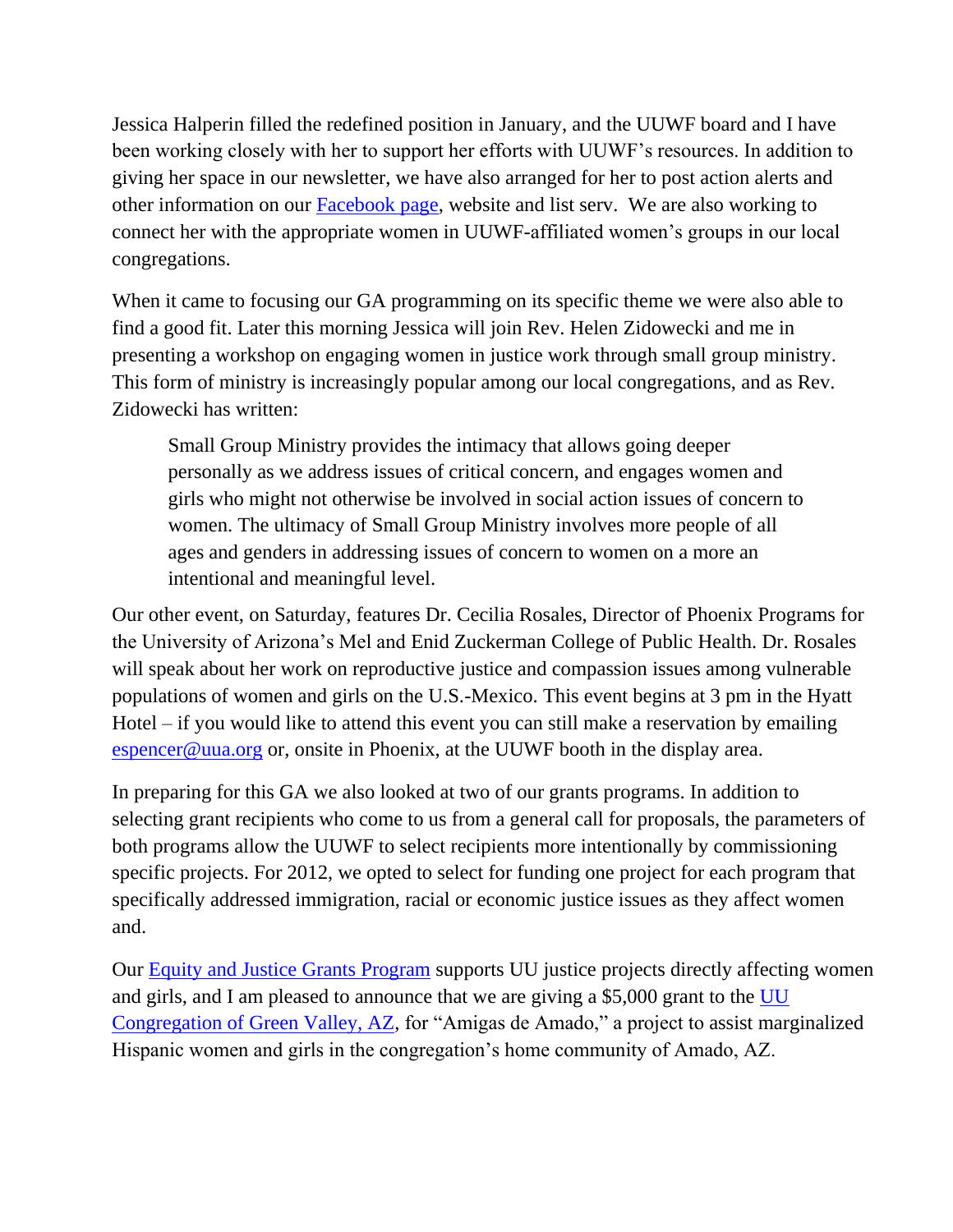Jessica Halperin filled the redefined position in January, and the UUWF board and I have been working closely with her to support her efforts with UUWF's resources. In addition to giving her space in our newsletter, we have also arranged for her to post action alerts and other information on our [Facebook page](), website and list serv. We are also working to connect her with the appropriate women in UUWF-affiliated women's groups in our local congregations.

When it came to focusing our GA programming on its specific theme we were also able to find a good fit. Later this morning Jessica will join Rev. Helen Zidowecki and me in presenting a workshop on engaging women in justice work through small group ministry. This form of ministry is increasingly popular among our local congregations, and as Rev. Zidowecki has written:

> Small Group Ministry provides the intimacy that allows going deeper personally as we address issues of critical concern, and engages women and girls who might not otherwise be involved in social action issues of concern to women. The ultimacy of Small Group Ministry involves more people of all ages and genders in addressing issues of concern to women on a more an intentional and meaningful level.

Our other event, on Saturday, features Dr. Cecilia Rosales, Director of Phoenix Programs for the University of Arizona's Mel and Enid Zuckerman College of Public Health. Dr. Rosales will speak about her work on reproductive justice and compassion issues among vulnerable populations of women and girls on the U.S.-Mexico. This event begins at 3 pm in the Hyatt Hotel – if you would like to attend this event you can still make a reservation by emailing [espencer@uua.org]() or, onsite in Phoenix, at the UUWF booth in the display area.

In preparing for this GA we also looked at two of our grants programs. In addition to selecting grant recipients who come to us from a general call for proposals, the parameters of both programs allow the UUWF to select recipients more intentionally by commissioning specific projects. For 2012, we opted to select for funding one project for each program that specifically addressed immigration, racial or economic justice issues as they affect women and.

Our [Equity and Justice Grants Program]() supports UU justice projects directly affecting women and girls, and I am pleased to announce that we are giving a $5,000 grant to the [UU Congregation of Green Valley, AZ](), for "Amigas de Amado," a project to assist marginalized Hispanic women and girls in the congregation's home community of Amado, AZ.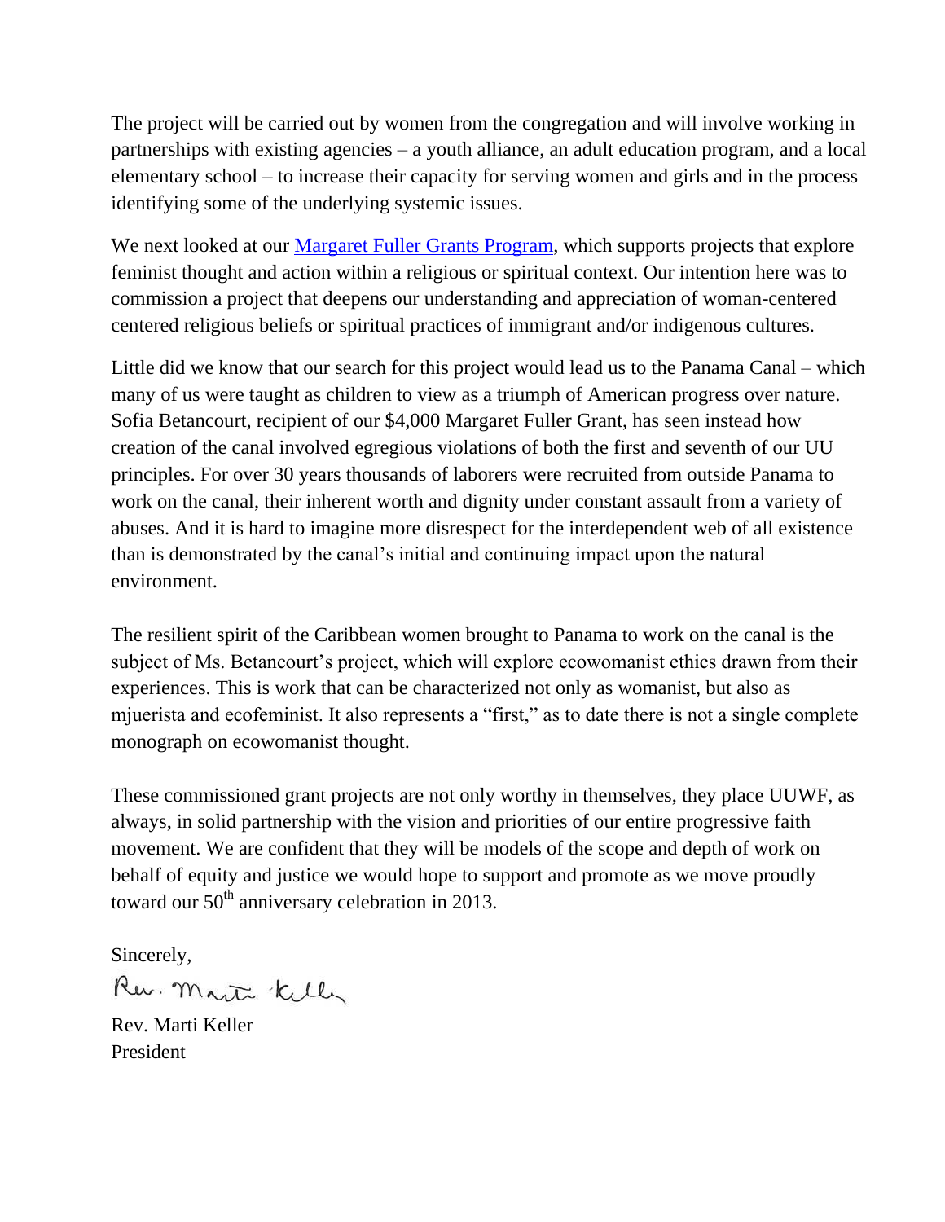The project will be carried out by women from the congregation and will involve working in partnerships with existing agencies – a youth alliance, an adult education program, and a local elementary school – to increase their capacity for serving women and girls and in the process identifying some of the underlying systemic issues.

We next looked at our [Margaret Fuller Grants Program](), which supports projects that explore feminist thought and action within a religious or spiritual context. Our intention here was to commission a project that deepens our understanding and appreciation of woman-centered centered religious beliefs or spiritual practices of immigrant and/or indigenous cultures.

Little did we know that our search for this project would lead us to the Panama Canal – which many of us were taught as children to view as a triumph of American progress over nature. Sofia Betancourt, recipient of our $4,000 Margaret Fuller Grant, has seen instead how creation of the canal involved egregious violations of both the first and seventh of our UU principles. For over 30 years thousands of laborers were recruited from outside Panama to work on the canal, their inherent worth and dignity under constant assault from a variety of abuses. And it is hard to imagine more disrespect for the interdependent web of all existence than is demonstrated by the canal's initial and continuing impact upon the natural environment.

The resilient spirit of the Caribbean women brought to Panama to work on the canal is the subject of Ms. Betancourt's project, which will explore ecowomanist ethics drawn from their experiences. This is work that can be characterized not only as womanist, but also as mjuerista and ecofeminist. It also represents a "first," as to date there is not a single complete monograph on ecowomanist thought.

These commissioned grant projects are not only worthy in themselves, they place UUWF, as always, in solid partnership with the vision and priorities of our entire progressive faith movement. We are confident that they will be models of the scope and depth of work on behalf of equity and justice we would hope to support and promote as we move proudly toward our 50th anniversary celebration in 2013.

Sincerely,

Rev. Marti Keller

Rev. Marti Keller
President